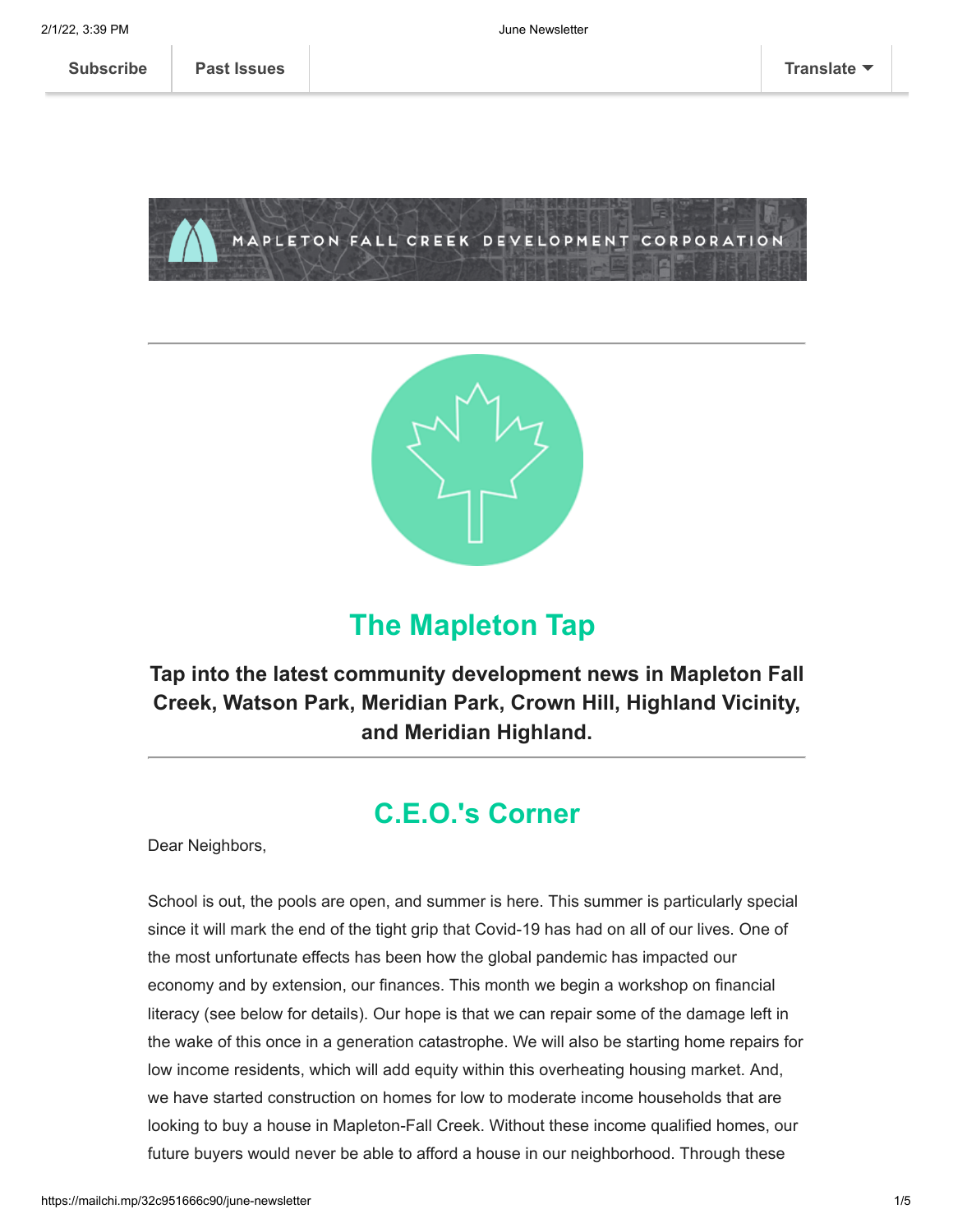Subscribe | Past Issues | Translate

MAPLETON FALL CREEK DEVELOPMENT CORPORATION

# The Mapleton Tap

**Tap into the latest community development news in Mapleton Fall Creek, Watson Park, Meridian Park, Crown Hill, Highland Vicinity, and Meridian Highland.**

## C.E.O.'s Corner

Dear Neighbors,

School is out, the pools are open, and summer is here. This summer is particularly special since it will mark the end of the tight grip that Covid-19 has had on all of our lives. One of the most unfortunate effects has been how the global pandemic has impacted our economy and by extension, our finances. This month we begin a workshop on financial literacy (see below for details). Our hope is that we can repair some of the damage left in the wake of this once in a generation catastrophe. We will also be starting home repairs for low income residents, which will add equity within this overheating housing market. And, we have started construction on homes for low to moderate income households that are looking to buy a house in Mapleton-Fall Creek. Without these income qualified homes, our future buyers would never be able to afford a house in our neighborhood. Through these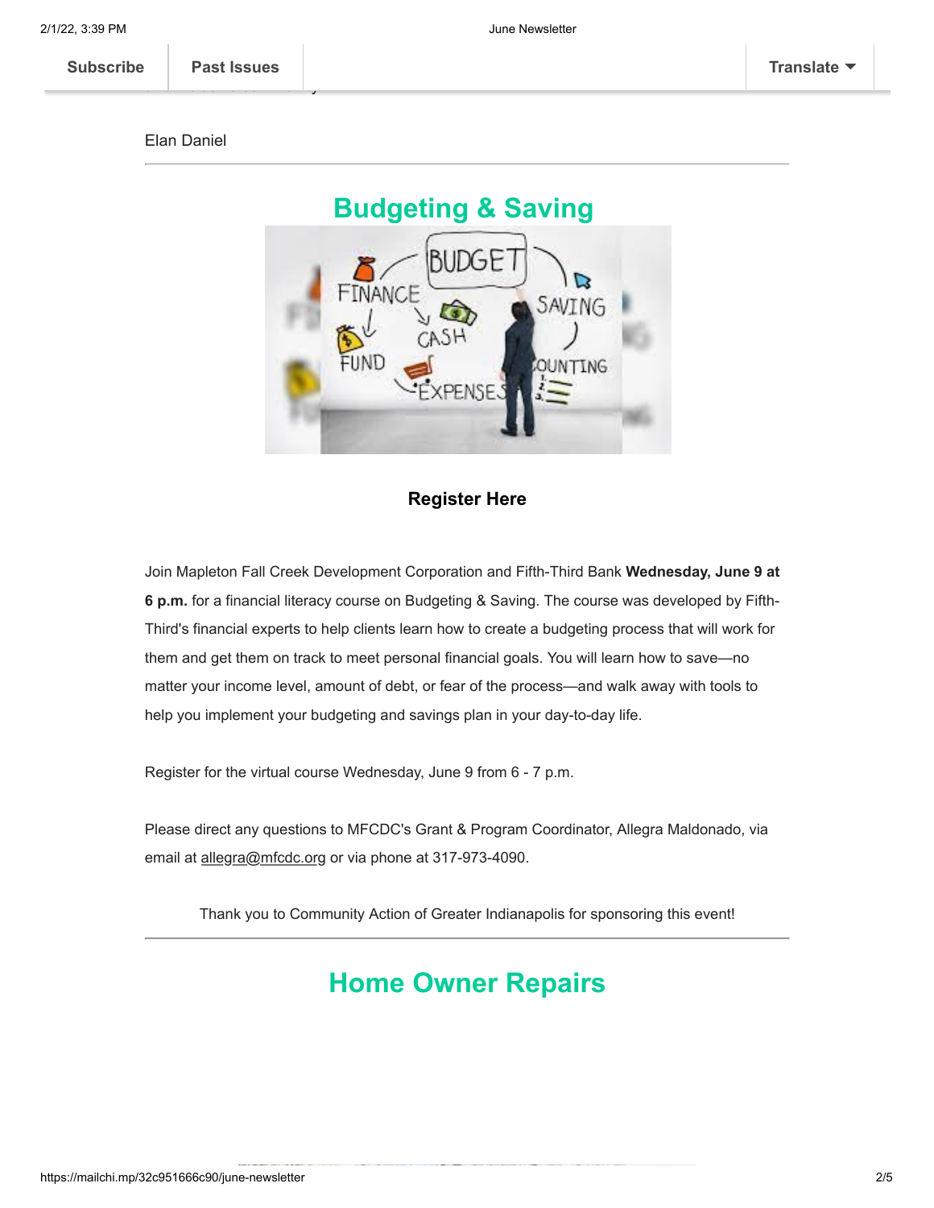Elan Daniel

---

## Budgeting & Saving

**Register Here**

Join Mapleton Fall Creek Development Corporation and Fifth-Third Bank **Wednesday, June 9 at 6 p.m.** for a financial literacy course on Budgeting & Saving. The course was developed by Fifth-Third's financial experts to help clients learn how to create a budgeting process that will work for them and get them on track to meet personal financial goals. You will learn how to save—no matter your income level, amount of debt, or fear of the process—and walk away with tools to help you implement your budgeting and savings plan in your day-to-day life.

Register for the virtual course Wednesday, June 9 from 6 - 7 p.m.

Please direct any questions to MFCDC's Grant & Program Coordinator, Allegra Maldonado, via email at allegra@mfcdc.org or via phone at 317-973-4090.

Thank you to Community Action of Greater Indianapolis for sponsoring this event!

---

## Home Owner Repairs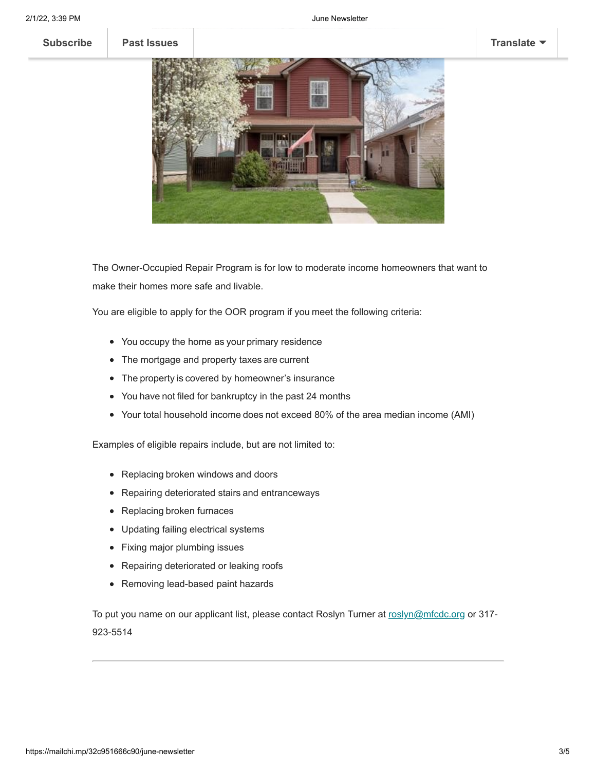The Owner-Occupied Repair Program is for low to moderate income homeowners that want to make their homes more safe and livable.

You are eligible to apply for the OOR program if you meet the following criteria:

- You occupy the home as your primary residence
- The mortgage and property taxes are current
- The property is covered by homeowner's insurance
- You have not filed for bankruptcy in the past 24 months
- Your total household income does not exceed 80% of the area median income (AMI)

Examples of eligible repairs include, but are not limited to:

- Replacing broken windows and doors
- Repairing deteriorated stairs and entranceways
- Replacing broken furnaces
- Updating failing electrical systems
- Fixing major plumbing issues
- Repairing deteriorated or leaking roofs
- Removing lead-based paint hazards

To put you name on our applicant list, please contact Roslyn Turner at roslyn@mfcdc.org or 317-923-5514

---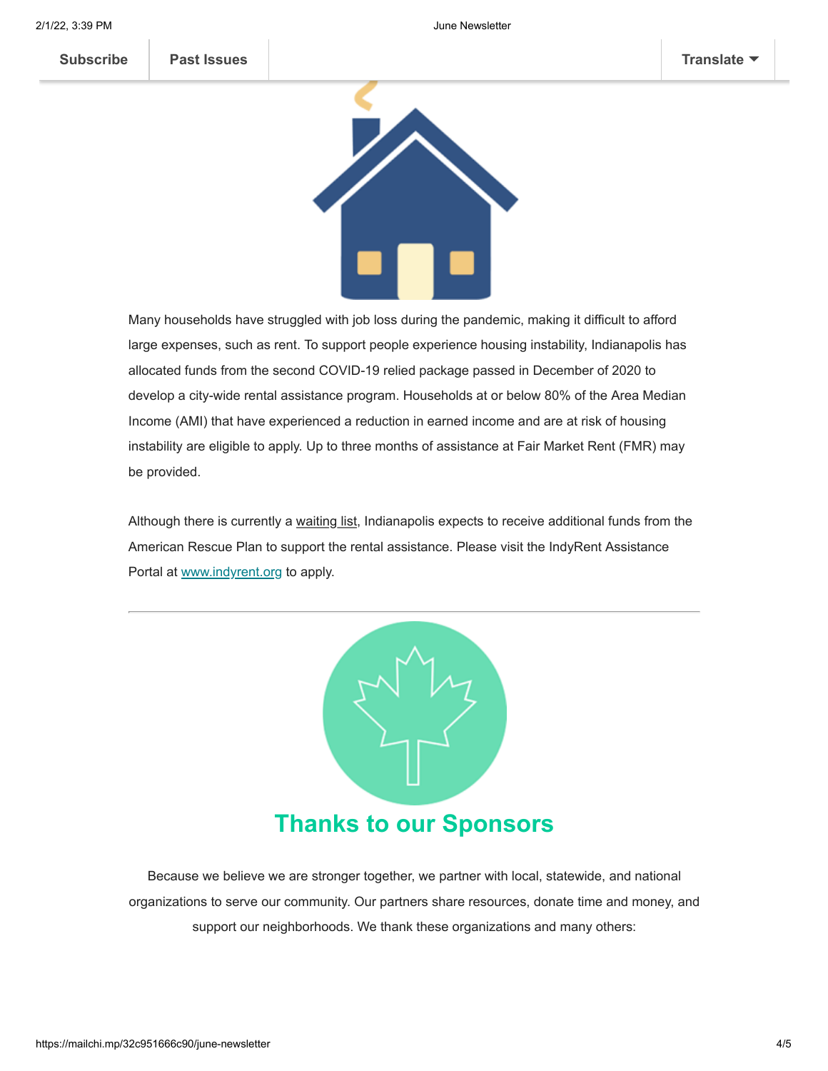Many households have struggled with job loss during the pandemic, making it difficult to afford large expenses, such as rent. To support people experience housing instability, Indianapolis has allocated funds from the second COVID-19 relied package passed in December of 2020 to develop a city-wide rental assistance program. Households at or below 80% of the Area Median Income (AMI) that have experienced a reduction in earned income and are at risk of housing instability are eligible to apply. Up to three months of assistance at Fair Market Rent (FMR) may be provided.

Although there is currently a waiting list, Indianapolis expects to receive additional funds from the American Rescue Plan to support the rental assistance. Please visit the IndyRent Assistance Portal at [www.indyrent.org](http://www.indyrent.org) to apply.

---

## Thanks to our Sponsors

Because we believe we are stronger together, we partner with local, statewide, and national organizations to serve our community. Our partners share resources, donate time and money, and support our neighborhoods. We thank these organizations and many others: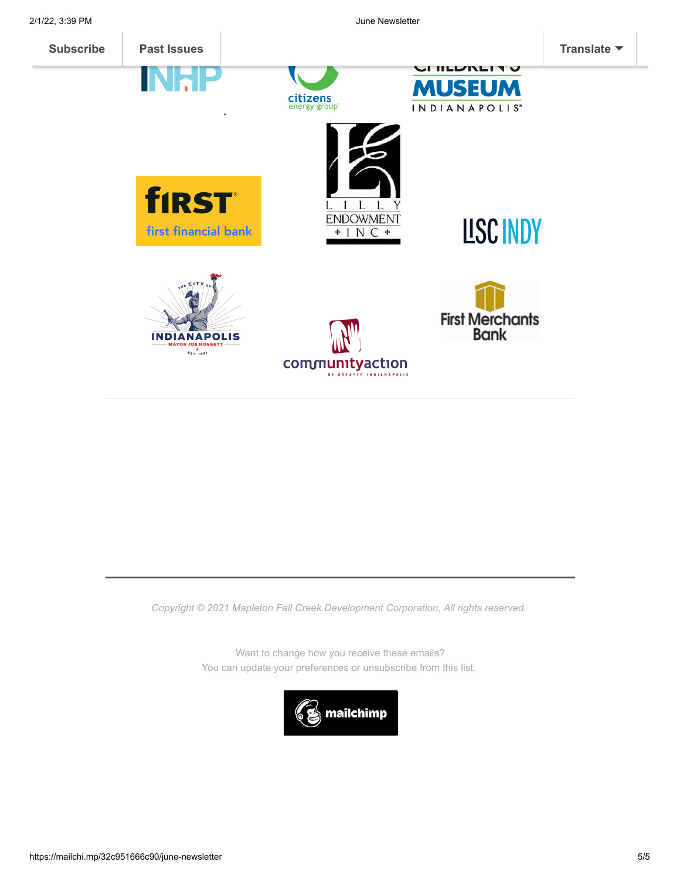Subscribe | Past Issues | Translate

*Copyright © 2021 Mapleton Fall Creek Development Corporation, All rights reserved.*

Want to change how you receive these emails?
You can update your preferences or unsubscribe from this list.